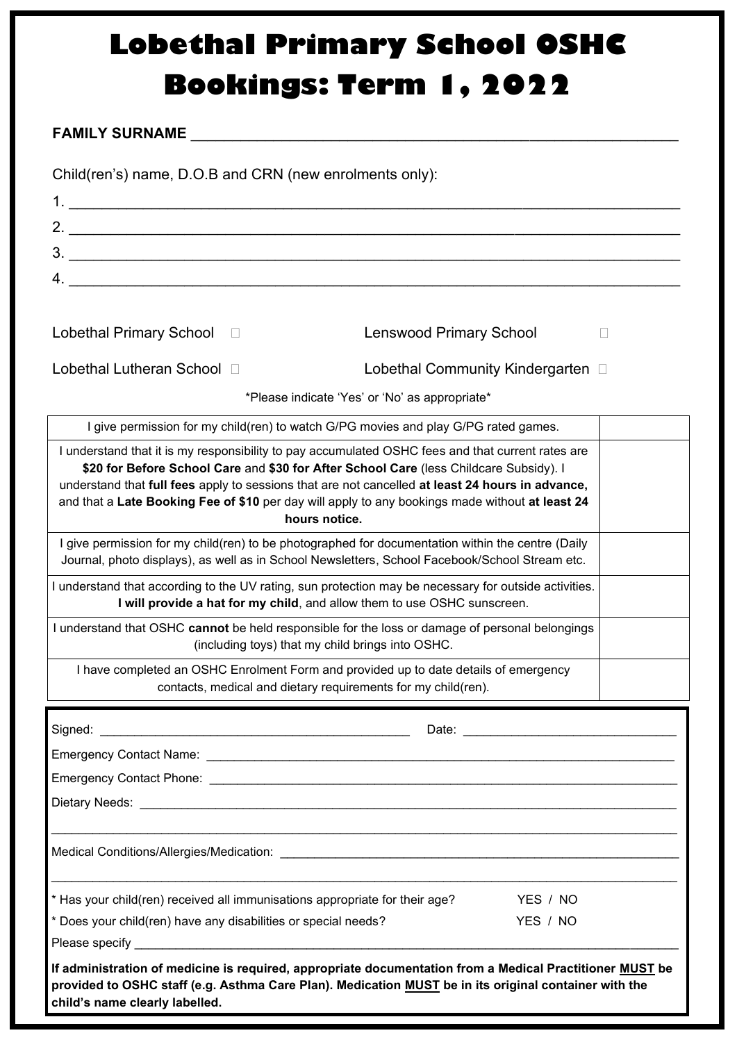# Lobethal Primary School OSHC Bookings: Term 1, 2022

**FAMILY SURNAME** ______________________________________________

Child(ren's) name, D.O.B and CRN (new enrolments only):

1. ______________________________________________
2. ______________________________________________
3. ______________________________________________
4. ______________________________________________

Lobethal Primary School ☐ Lenswood Primary School ☐

Lobethal Lutheran School ☐ Lobethal Community Kindergarten ☐

*Please indicate 'Yes' or 'No' as appropriate*

| | |
|---|---|
| I give permission for my child(ren) to watch G/PG movies and play G/PG rated games. | |
| I understand that it is my responsibility to pay accumulated OSHC fees and that current rates are **$20 for Before School Care** and **$30 for After School Care** (less Childcare Subsidy). I understand that **full fees** apply to sessions that are not cancelled **at least 24 hours in advance,** and that a **Late Booking Fee of $10** per day will apply to any bookings made without **at least 24 hours notice.** | |
| I give permission for my child(ren) to be photographed for documentation within the centre (Daily Journal, photo displays), as well as in School Newsletters, School Facebook/School Stream etc. | |
| I understand that according to the UV rating, sun protection may be necessary for outside activities. **I will provide a hat for my child**, and allow them to use OSHC sunscreen. | |
| I understand that OSHC **cannot** be held responsible for the loss or damage of personal belongings (including toys) that my child brings into OSHC. | |
| I have completed an OSHC Enrolment Form and provided up to date details of emergency contacts, medical and dietary requirements for my child(ren). | |

Signed: ______________________________ Date: ____________________

Emergency Contact Name: ______________________________________________

Emergency Contact Phone: ______________________________________________

Dietary Needs: ______________________________________________

______________________________________________

Medical Conditions/Allergies/Medication: ______________________________________________

______________________________________________

* Has your child(ren) received all immunisations appropriate for their age? YES / NO

* Does your child(ren) have any disabilities or special needs? YES / NO

Please specify ______________________________________________

**If administration of medicine is required, appropriate documentation from a Medical Practitioner MUST be provided to OSHC staff (e.g. Asthma Care Plan). Medication MUST be in its original container with the child's name clearly labelled.**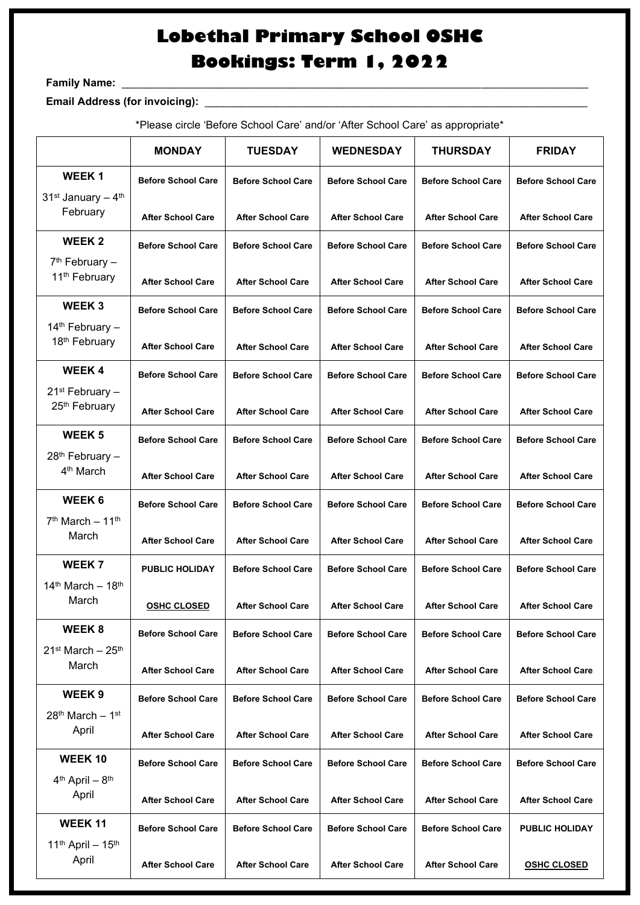# Lobethal Primary School OSHC Bookings: Term 1, 2022

**Family Name:** ______________________________________________

**Email Address (for invoicing):** ______________________________________________

*Please circle 'Before School Care' and/or 'After School Care' as appropriate*

| | MONDAY | TUESDAY | WEDNESDAY | THURSDAY | FRIDAY |
|---|---|---|---|---|---|
| **WEEK 1**<br>31st January – 4th February | **Before School Care**<br><br>**After School Care** | **Before School Care**<br><br>**After School Care** | **Before School Care**<br><br>**After School Care** | **Before School Care**<br><br>**After School Care** | **Before School Care**<br><br>**After School Care** |
| **WEEK 2**<br>7th February – 11th February | **Before School Care**<br><br>**After School Care** | **Before School Care**<br><br>**After School Care** | **Before School Care**<br><br>**After School Care** | **Before School Care**<br><br>**After School Care** | **Before School Care**<br><br>**After School Care** |
| **WEEK 3**<br>14th February – 18th February | **Before School Care**<br><br>**After School Care** | **Before School Care**<br><br>**After School Care** | **Before School Care**<br><br>**After School Care** | **Before School Care**<br><br>**After School Care** | **Before School Care**<br><br>**After School Care** |
| **WEEK 4**<br>21st February – 25th February | **Before School Care**<br><br>**After School Care** | **Before School Care**<br><br>**After School Care** | **Before School Care**<br><br>**After School Care** | **Before School Care**<br><br>**After School Care** | **Before School Care**<br><br>**After School Care** |
| **WEEK 5**<br>28th February – 4th March | **Before School Care**<br><br>**After School Care** | **Before School Care**<br><br>**After School Care** | **Before School Care**<br><br>**After School Care** | **Before School Care**<br><br>**After School Care** | **Before School Care**<br><br>**After School Care** |
| **WEEK 6**<br>7th March – 11th March | **Before School Care**<br><br>**After School Care** | **Before School Care**<br><br>**After School Care** | **Before School Care**<br><br>**After School Care** | **Before School Care**<br><br>**After School Care** | **Before School Care**<br><br>**After School Care** |
| **WEEK 7**<br>14th March – 18th March | **PUBLIC HOLIDAY**<br><br>**OSHC CLOSED** | **Before School Care**<br><br>**After School Care** | **Before School Care**<br><br>**After School Care** | **Before School Care**<br><br>**After School Care** | **Before School Care**<br><br>**After School Care** |
| **WEEK 8**<br>21st March – 25th March | **Before School Care**<br><br>**After School Care** | **Before School Care**<br><br>**After School Care** | **Before School Care**<br><br>**After School Care** | **Before School Care**<br><br>**After School Care** | **Before School Care**<br><br>**After School Care** |
| **WEEK 9**<br>28th March – 1st April | **Before School Care**<br><br>**After School Care** | **Before School Care**<br><br>**After School Care** | **Before School Care**<br><br>**After School Care** | **Before School Care**<br><br>**After School Care** | **Before School Care**<br><br>**After School Care** |
| **WEEK 10**<br>4th April – 8th April | **Before School Care**<br><br>**After School Care** | **Before School Care**<br><br>**After School Care** | **Before School Care**<br><br>**After School Care** | **Before School Care**<br><br>**After School Care** | **Before School Care**<br><br>**After School Care** |
| **WEEK 11**<br>11th April – 15th April | **Before School Care**<br><br>**After School Care** | **Before School Care**<br><br>**After School Care** | **Before School Care**<br><br>**After School Care** | **Before School Care**<br><br>**After School Care** | **PUBLIC HOLIDAY**<br><br>**OSHC CLOSED** |